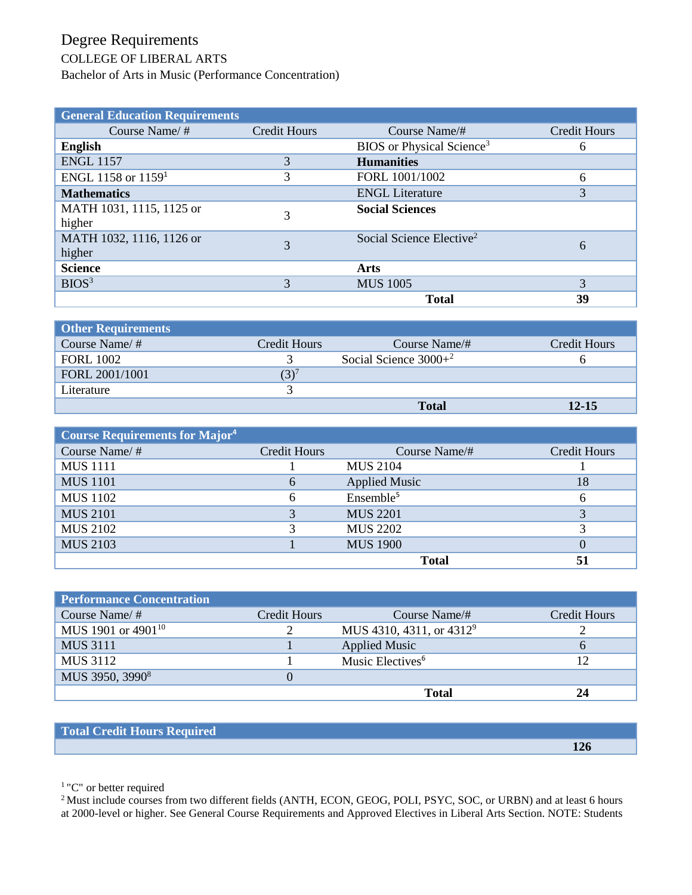# Degree Requirements

COLLEGE OF LIBERAL ARTS

Bachelor of Arts in Music (Performance Concentration)

| General Education Requirements | | | |
|---|---|---|---|
| Course Name/ # | Credit Hours | Course Name/# | Credit Hours |
| **English** | | BIOS or Physical Science[3] | 6 |
| ENGL 1157 | 3 | **Humanities** | |
| ENGL 1158 or 1159[1] | 3 | FORL 1001/1002 | 6 |
| **Mathematics** | | ENGL Literature | 3 |
| MATH 1031, 1115, 1125 or higher | 3 | **Social Sciences** | |
| MATH 1032, 1116, 1126 or higher | 3 | Social Science Elective[2] | 6 |
| **Science** | | **Arts** | |
| BIOS[3] | 3 | MUS 1005 | 3 |
| | | **Total** | **39** |

| Other Requirements | | | |
|---|---|---|---|
| Course Name/ # | Credit Hours | Course Name/# | Credit Hours |
| FORL 1002 | 3 | Social Science 3000+[2] | 6 |
| FORL 2001/1001 | (3)[7] | | |
| Literature | 3 | | |
| | | **Total** | **12-15** |

| Course Requirements for Major[4] | | | |
|---|---|---|---|
| Course Name/ # | Credit Hours | Course Name/# | Credit Hours |
| MUS 1111 | 1 | MUS 2104 | 1 |
| MUS 1101 | 6 | Applied Music | 18 |
| MUS 1102 | 6 | Ensemble[5] | 6 |
| MUS 2101 | 3 | MUS 2201 | 3 |
| MUS 2102 | 3 | MUS 2202 | 3 |
| MUS 2103 | 1 | MUS 1900 | 0 |
| | | **Total** | **51** |

| Performance Concentration | | | |
|---|---|---|---|
| Course Name/ # | Credit Hours | Course Name/# | Credit Hours |
| MUS 1901 or 4901[10] | 2 | MUS 4310, 4311, or 4312[9] | 2 |
| MUS 3111 | 1 | Applied Music | 6 |
| MUS 3112 | 1 | Music Electives[6] | 12 |
| MUS 3950, 3990[8] | 0 | | |
| | | **Total** | **24** |

| Total Credit Hours Required |
|---|
| **126** |

[1] "C" or better required

[2] Must include courses from two different fields (ANTH, ECON, GEOG, POLI, PSYC, SOC, or URBN) and at least 6 hours at 2000-level or higher. See General Course Requirements and Approved Electives in Liberal Arts Section. NOTE: Students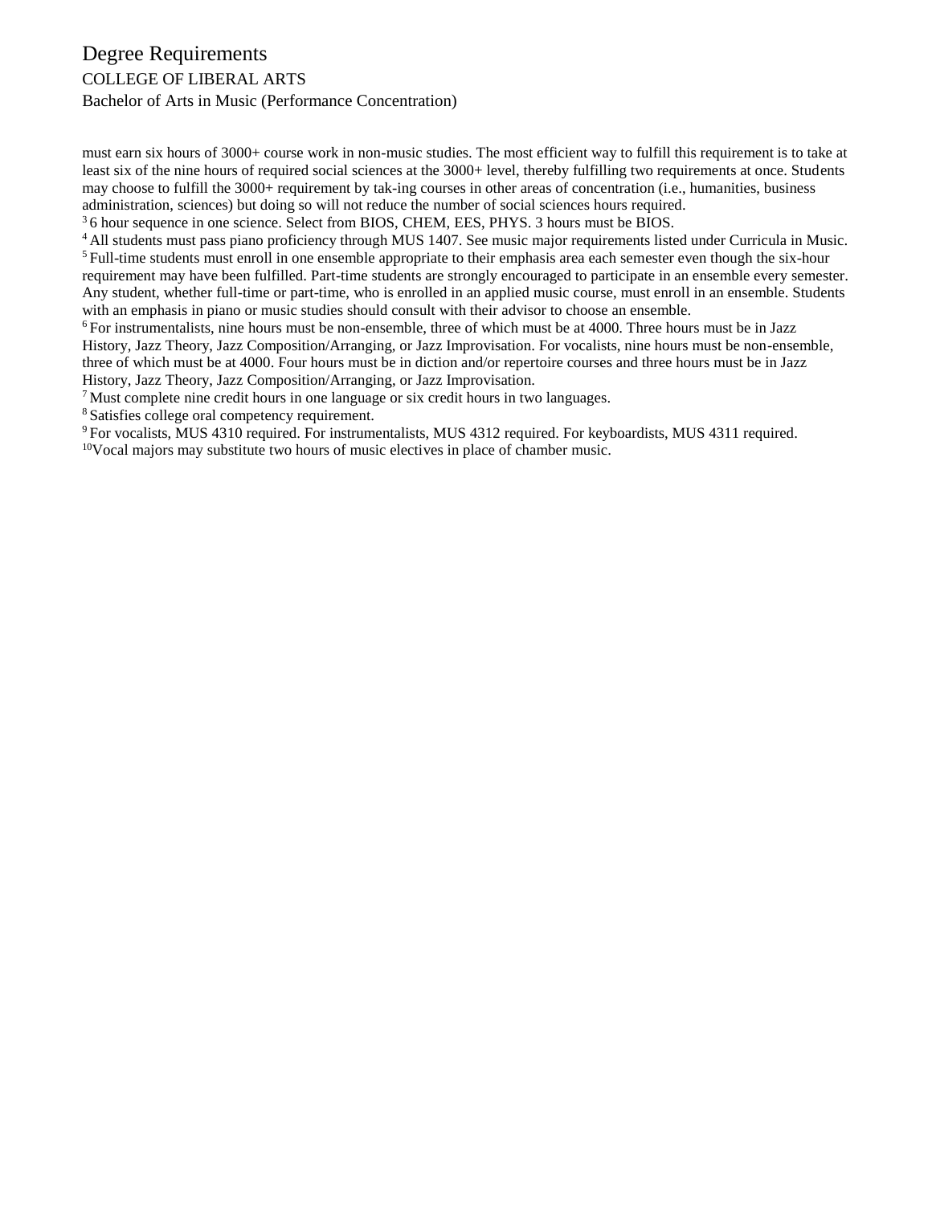must earn six hours of 3000+ course work in non-music studies. The most efficient way to fulfill this requirement is to take at least six of the nine hours of required social sciences at the 3000+ level, thereby fulfilling two requirements at once. Students may choose to fulfill the 3000+ requirement by tak-ing courses in other areas of concentration (i.e., humanities, business administration, sciences) but doing so will not reduce the number of social sciences hours required.

[3] 6 hour sequence in one science. Select from BIOS, CHEM, EES, PHYS. 3 hours must be BIOS.

[4] All students must pass piano proficiency through MUS 1407. See music major requirements listed under Curricula in Music.

[5] Full-time students must enroll in one ensemble appropriate to their emphasis area each semester even though the six-hour requirement may have been fulfilled. Part-time students are strongly encouraged to participate in an ensemble every semester. Any student, whether full-time or part-time, who is enrolled in an applied music course, must enroll in an ensemble. Students with an emphasis in piano or music studies should consult with their advisor to choose an ensemble.

[6] For instrumentalists, nine hours must be non-ensemble, three of which must be at 4000. Three hours must be in Jazz History, Jazz Theory, Jazz Composition/Arranging, or Jazz Improvisation. For vocalists, nine hours must be non-ensemble, three of which must be at 4000. Four hours must be in diction and/or repertoire courses and three hours must be in Jazz History, Jazz Theory, Jazz Composition/Arranging, or Jazz Improvisation.

[7] Must complete nine credit hours in one language or six credit hours in two languages.

[8] Satisfies college oral competency requirement.

[9] For vocalists, MUS 4310 required. For instrumentalists, MUS 4312 required. For keyboardists, MUS 4311 required.

[10] Vocal majors may substitute two hours of music electives in place of chamber music.